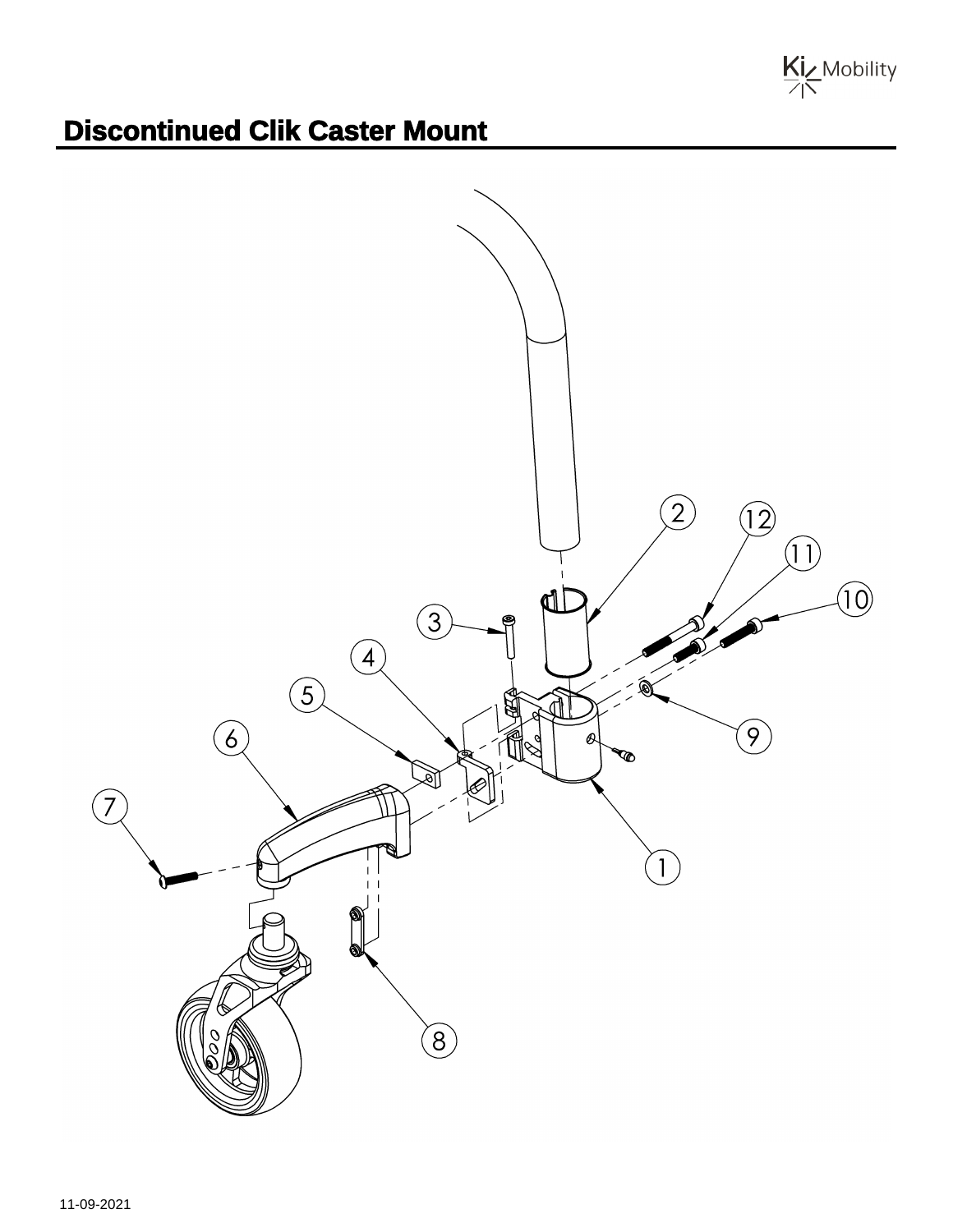# Discontinued Clik Caster Mount

2

12

11

10

3

4

9

5

6

1

7

8

11-09-2021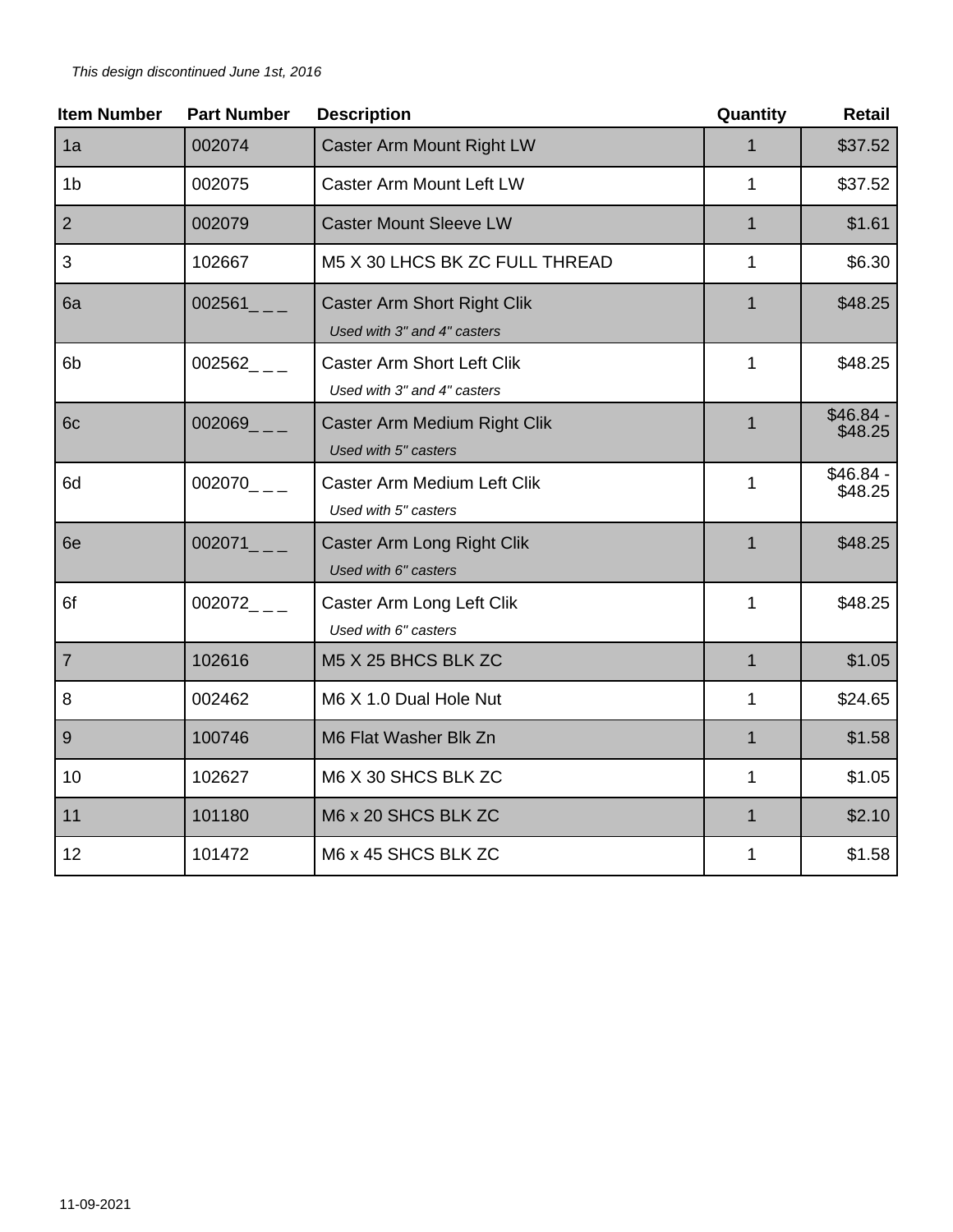*This design discontinued June 1st, 2016*

| Item Number | Part Number | Description | Quantity | Retail |
|---|---|---|---|---|
| 1a | 002074 | Caster Arm Mount Right LW | 1 | $37.52 |
| 1b | 002075 | Caster Arm Mount Left LW | 1 | $37.52 |
| 2 | 002079 | Caster Mount Sleeve LW | 1 | $1.61 |
| 3 | 102667 | M5 X 30 LHCS BK ZC FULL THREAD | 1 | $6.30 |
| 6a | 002561_ _ _ | Caster Arm Short Right Clik *Used with 3" and 4" casters* | 1 | $48.25 |
| 6b | 002562_ _ _ | Caster Arm Short Left Clik *Used with 3" and 4" casters* | 1 | $48.25 |
| 6c | 002069_ _ _ | Caster Arm Medium Right Clik *Used with 5" casters* | 1 | $46.84 - $48.25 |
| 6d | 002070_ _ _ | Caster Arm Medium Left Clik *Used with 5" casters* | 1 | $46.84 - $48.25 |
| 6e | 002071_ _ _ | Caster Arm Long Right Clik *Used with 6" casters* | 1 | $48.25 |
| 6f | 002072_ _ _ | Caster Arm Long Left Clik *Used with 6" casters* | 1 | $48.25 |
| 7 | 102616 | M5 X 25 BHCS BLK ZC | 1 | $1.05 |
| 8 | 002462 | M6 X 1.0 Dual Hole Nut | 1 | $24.65 |
| 9 | 100746 | M6 Flat Washer Blk Zn | 1 | $1.58 |
| 10 | 102627 | M6 X 30 SHCS BLK ZC | 1 | $1.05 |
| 11 | 101180 | M6 x 20 SHCS BLK ZC | 1 | $2.10 |
| 12 | 101472 | M6 x 45 SHCS BLK ZC | 1 | $1.58 |

11-09-2021